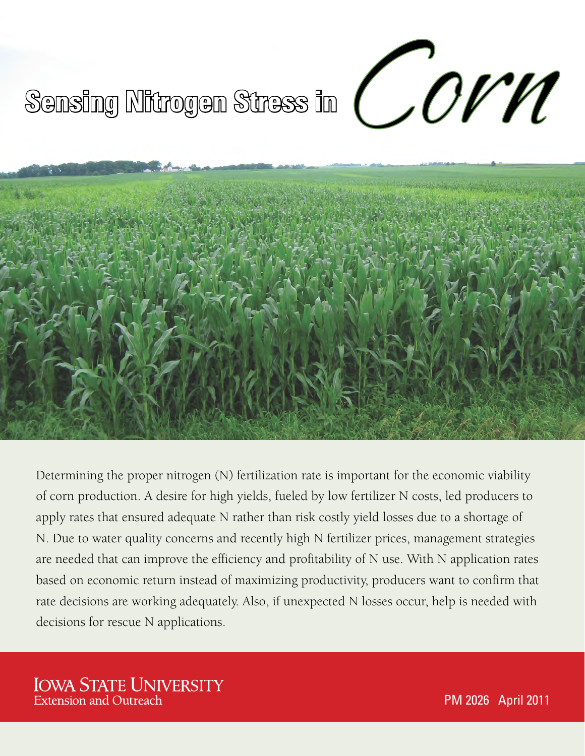# Sensing Nitrogen Stress in *Corn*

Determining the proper nitrogen (N) fertilization rate is important for the economic viability of corn production. A desire for high yields, fueled by low fertilizer N costs, led producers to apply rates that ensured adequate N rather than risk costly yield losses due to a shortage of N. Due to water quality concerns and recently high N fertilizer prices, management strategies are needed that can improve the efficiency and profitability of N use. With N application rates based on economic return instead of maximizing productivity, producers want to confirm that rate decisions are working adequately. Also, if unexpected N losses occur, help is needed with decisions for rescue N applications.

IOWA STATE UNIVERSITY
Extension and Outreach

PM 2026 April 2011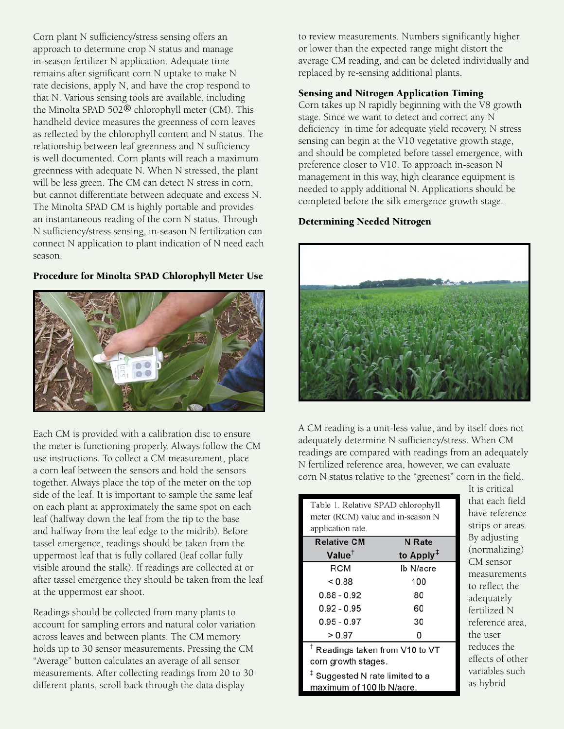Corn plant N sufficiency/stress sensing offers an approach to determine crop N status and manage in-season fertilizer N application. Adequate time remains after significant corn N uptake to make N rate decisions, apply N, and have the crop respond to that N. Various sensing tools are available, including the Minolta SPAD 502® chlorophyll meter (CM). This handheld device measures the greenness of corn leaves as reflected by the chlorophyll content and N status. The relationship between leaf greenness and N sufficiency is well documented. Corn plants will reach a maximum greenness with adequate N. When N stressed, the plant will be less green. The CM can detect N stress in corn, but cannot differentiate between adequate and excess N. The Minolta SPAD CM is highly portable and provides an instantaneous reading of the corn N status. Through N sufficiency/stress sensing, in-season N fertilization can connect N application to plant indication of N need each season.

## Procedure for Minolta SPAD Chlorophyll Meter Use

Each CM is provided with a calibration disc to ensure the meter is functioning properly. Always follow the CM use instructions. To collect a CM measurement, place a corn leaf between the sensors and hold the sensors together. Always place the top of the meter on the top side of the leaf. It is important to sample the same leaf on each plant at approximately the same spot on each leaf (halfway down the leaf from the tip to the base and halfway from the leaf edge to the midrib). Before tassel emergence, readings should be taken from the uppermost leaf that is fully collared (leaf collar fully visible around the stalk). If readings are collected at or after tassel emergence they should be taken from the leaf at the uppermost ear shoot.

Readings should be collected from many plants to account for sampling errors and natural color variation across leaves and between plants. The CM memory holds up to 30 sensor measurements. Pressing the CM "Average" button calculates an average of all sensor measurements. After collecting readings from 20 to 30 different plants, scroll back through the data display to review measurements. Numbers significantly higher or lower than the expected range might distort the average CM reading, and can be deleted individually and replaced by re-sensing additional plants.

## Sensing and Nitrogen Application Timing

Corn takes up N rapidly beginning with the V8 growth stage. Since we want to detect and correct any N deficiency in time for adequate yield recovery, N stress sensing can begin at the V10 vegetative growth stage, and should be completed before tassel emergence, with preference closer to V10. To approach in-season N management in this way, high clearance equipment is needed to apply additional N. Applications should be completed before the silk emergence growth stage.

## Determining Needed Nitrogen

A CM reading is a unit-less value, and by itself does not adequately determine N sufficiency/stress. When CM readings are compared with readings from an adequately N fertilized reference area, however, we can evaluate corn N status relative to the "greenest" corn in the field.

Table 1. Relative SPAD chlorophyll meter (RCM) value and in-season N application rate.

| Relative CM Value[†] | N Rate to Apply[‡] |
|---|---|
| RCM | lb N/acre |
| < 0.88 | 100 |
| 0.88 - 0.92 | 80 |
| 0.92 - 0.95 | 60 |
| 0.95 - 0.97 | 30 |
| > 0.97 | 0 |

[†] Readings taken from V10 to VT corn growth stages.

[‡] Suggested N rate limited to a maximum of 100 lb N/acre.

It is critical that each field have reference strips or areas. By adjusting (normalizing) CM sensor measurements to reflect the adequately fertilized N reference area, the user reduces the effects of other variables such as hybrid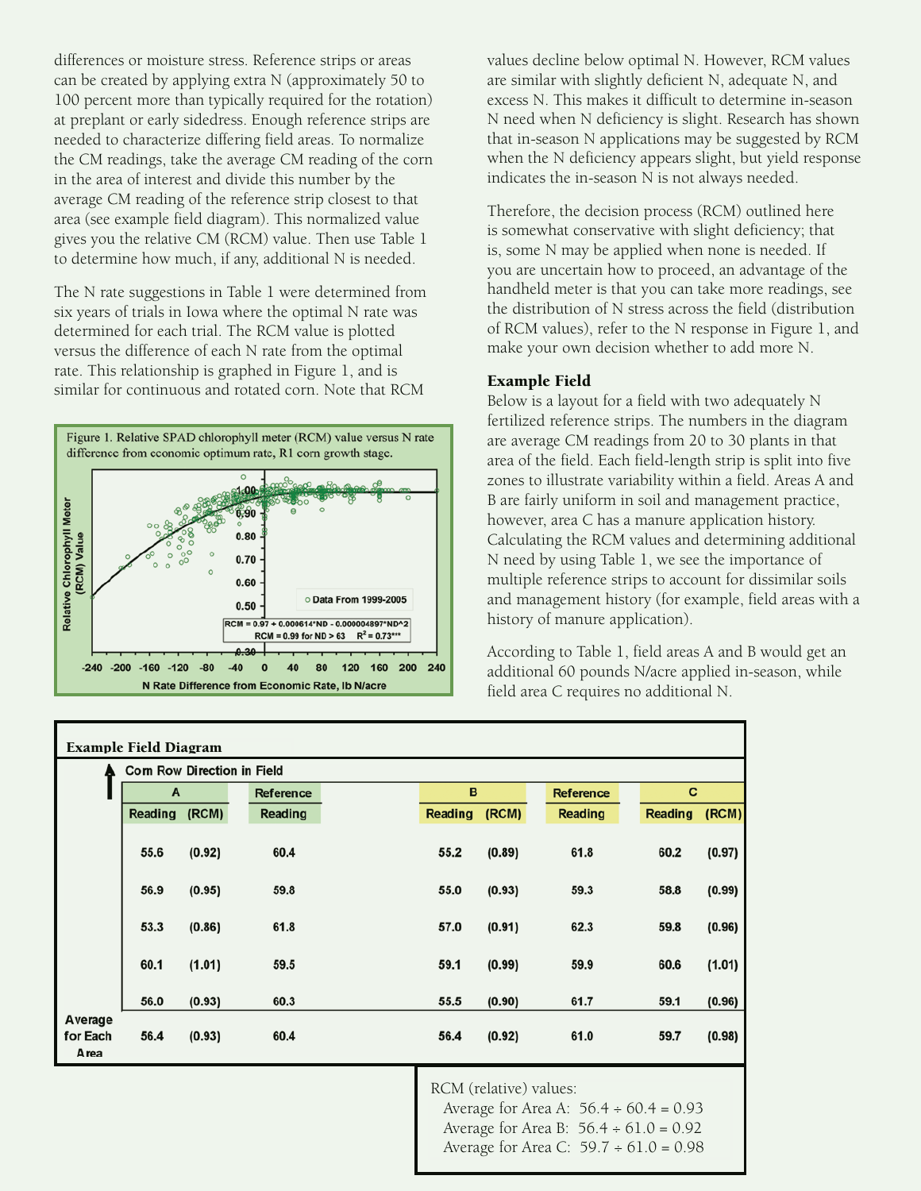differences or moisture stress. Reference strips or areas can be created by applying extra N (approximately 50 to 100 percent more than typically required for the rotation) at preplant or early sidedress. Enough reference strips are needed to characterize differing field areas. To normalize the CM readings, take the average CM reading of the corn in the area of interest and divide this number by the average CM reading of the reference strip closest to that area (see example field diagram). This normalized value gives you the relative CM (RCM) value. Then use Table 1 to determine how much, if any, additional N is needed.

The N rate suggestions in Table 1 were determined from six years of trials in Iowa where the optimal N rate was determined for each trial. The RCM value is plotted versus the difference of each N rate from the optimal rate. This relationship is graphed in Figure 1, and is similar for continuous and rotated corn. Note that RCM values decline below optimal N. However, RCM values are similar with slightly deficient N, adequate N, and excess N. This makes it difficult to determine in-season N need when N deficiency is slight. Research has shown that in-season N applications may be suggested by RCM when the N deficiency appears slight, but yield response indicates the in-season N is not always needed.

Figure 1. Relative SPAD chlorophyll meter (RCM) value versus N rate difference from economic optimum rate, R1 corn growth stage.

$RCM = 0.97 + 0.000614*ND - 0.000004897*ND^2$
$RCM = 0.99$ for $ND > 63$ $\quad R^2 = 0.73$**

Therefore, the decision process (RCM) outlined here is somewhat conservative with slight deficiency; that is, some N may be applied when none is needed. If you are uncertain how to proceed, an advantage of the handheld meter is that you can take more readings, see the distribution of N stress across the field (distribution of RCM values), refer to the N response in Figure 1, and make your own decision whether to add more N.

### Example Field

Below is a layout for a field with two adequately N fertilized reference strips. The numbers in the diagram are average CM readings from 20 to 30 plants in that area of the field. Each field-length strip is split into five zones to illustrate variability within a field. Areas A and B are fairly uniform in soil and management practice, however, area C has a manure application history. Calculating the RCM values and determining additional N need by using Table 1, we see the importance of multiple reference strips to account for dissimilar soils and management history (for example, field areas with a history of manure application).

According to Table 1, field areas A and B would get an additional 60 pounds N/acre applied in-season, while field area C requires no additional N.

**Example Field Diagram**

Corn Row Direction in Field

| | A | | Reference | B | | Reference | C | |
|---|---|---|---|---|---|---|---|---|
| | Reading | (RCM) | Reading | Reading | (RCM) | Reading | Reading | (RCM) |
| | 55.6 | (0.92) | 60.4 | 55.2 | (0.89) | 61.8 | 60.2 | (0.97) |
| | 56.9 | (0.95) | 59.8 | 55.0 | (0.93) | 59.3 | 58.8 | (0.99) |
| | 53.3 | (0.86) | 61.8 | 57.0 | (0.91) | 62.3 | 59.8 | (0.96) |
| | 60.1 | (1.01) | 59.5 | 59.1 | (0.99) | 59.9 | 60.6 | (1.01) |
| | 56.0 | (0.93) | 60.3 | 55.5 | (0.90) | 61.7 | 59.1 | (0.96) |
| Average for Each Area | 56.4 | (0.93) | 60.4 | 56.4 | (0.92) | 61.0 | 59.7 | (0.98) |

RCM (relative) values:
- Average for Area A: 56.4 ÷ 60.4 = 0.93
- Average for Area B: 56.4 ÷ 61.0 = 0.92
- Average for Area C: 59.7 ÷ 61.0 = 0.98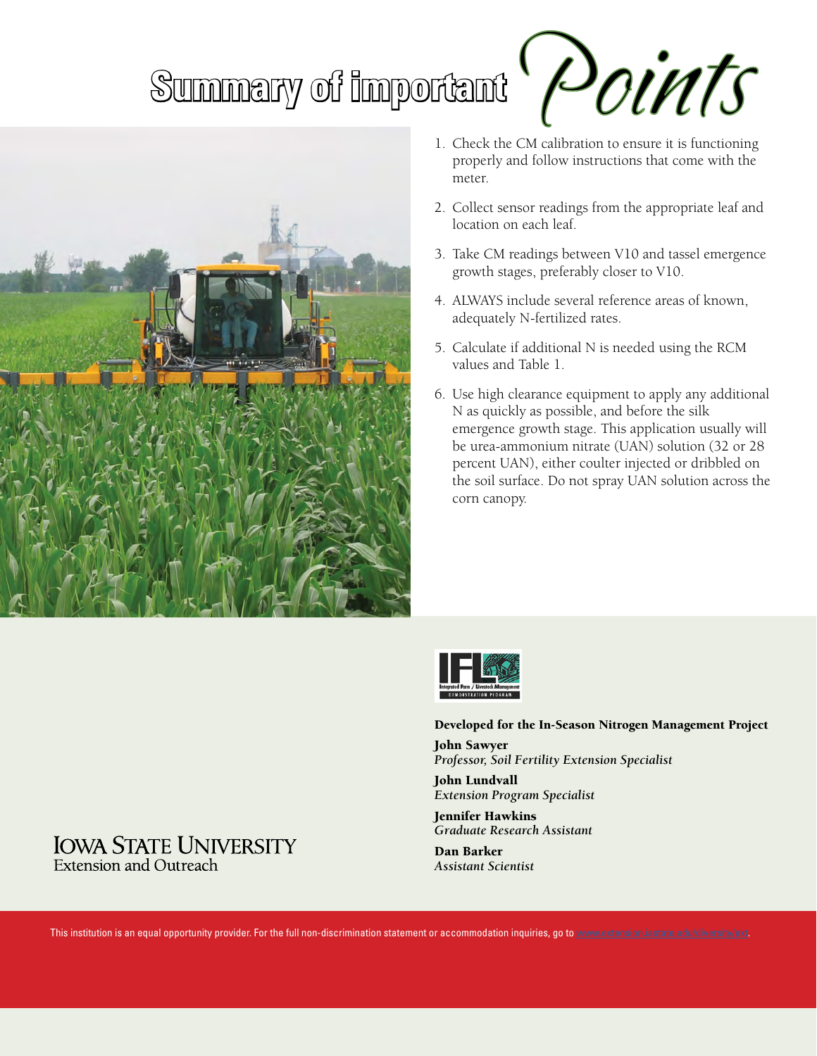# Summary of important Points

1. Check the CM calibration to ensure it is functioning properly and follow instructions that come with the meter.
2. Collect sensor readings from the appropriate leaf and location on each leaf.
3. Take CM readings between V10 and tassel emergence growth stages, preferably closer to V10.
4. ALWAYS include several reference areas of known, adequately N-fertilized rates.
5. Calculate if additional N is needed using the RCM values and Table 1.
6. Use high clearance equipment to apply any additional N as quickly as possible, and before the silk emergence growth stage. This application usually will be urea-ammonium nitrate (UAN) solution (32 or 28 percent UAN), either coulter injected or dribbled on the soil surface. Do not spray UAN solution across the corn canopy.

**Developed for the In-Season Nitrogen Management Project**

**John Sawyer**
*Professor, Soil Fertility Extension Specialist*

**John Lundvall**
*Extension Program Specialist*

**Jennifer Hawkins**
*Graduate Research Assistant*

**Dan Barker**
*Assistant Scientist*

IOWA STATE UNIVERSITY
Extension and Outreach

This institution is an equal opportunity provider. For the full non-discrimination statement or accommodation inquiries, go to www.extension.iastate.edu/diversity/ext.